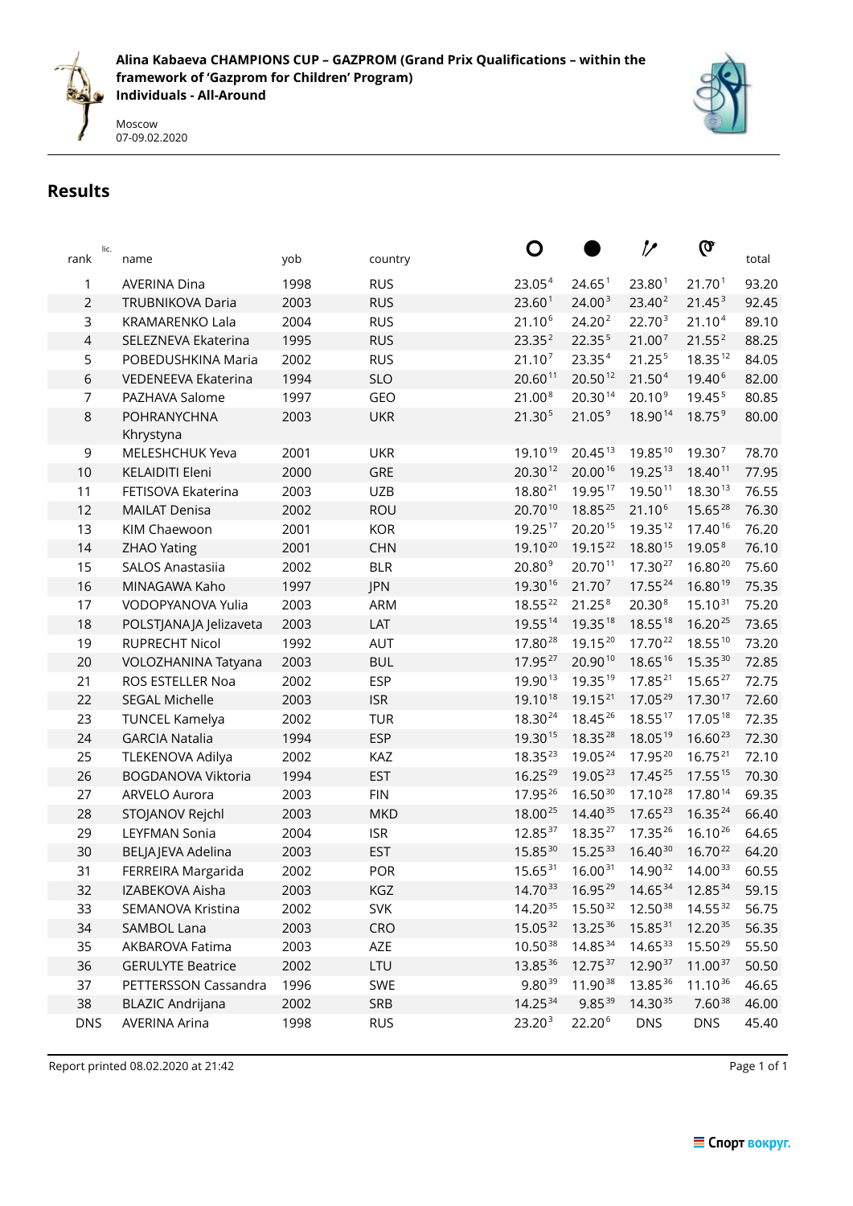**Alina Kabaeva CHAMPIONS CUP – GAZPROM (Grand Prix Qualifications – within the framework of 'Gazprom for Children' Program)**
**Individuals - All-Around**

Moscow
07-09.02.2020

## Results

| rank | lic. | name | yob | country | Hoop | Ball | Clubs | Ribbon | total |
|---|---|---|---|---|---|---|---|---|---|
| 1 | | AVERINA Dina | 1998 | RUS | 23.05 [4] | 24.65 [1] | 23.80 [1] | 21.70 [1] | 93.20 |
| 2 | | TRUBNIKOVA Daria | 2003 | RUS | 23.60 [1] | 24.00 [3] | 23.40 [2] | 21.45 [3] | 92.45 |
| 3 | | KRAMARENKO Lala | 2004 | RUS | 21.10 [6] | 24.20 [2] | 22.70 [3] | 21.10 [4] | 89.10 |
| 4 | | SELEZNEVA Ekaterina | 1995 | RUS | 23.35 [2] | 22.35 [5] | 21.00 [7] | 21.55 [2] | 88.25 |
| 5 | | POBEDUSHKINA Maria | 2002 | RUS | 21.10 [7] | 23.35 [4] | 21.25 [5] | 18.35 [12] | 84.05 |
| 6 | | VEDENEEVA Ekaterina | 1994 | SLO | 20.60 [11] | 20.50 [12] | 21.50 [4] | 19.40 [6] | 82.00 |
| 7 | | PAZHAVA Salome | 1997 | GEO | 21.00 [8] | 20.30 [14] | 20.10 [9] | 19.45 [5] | 80.85 |
| 8 | | POHRANYCHNA Khrystyna | 2003 | UKR | 21.30 [5] | 21.05 [9] | 18.90 [14] | 18.75 [9] | 80.00 |
| 9 | | MELESHCHUK Yeva | 2001 | UKR | 19.10 [19] | 20.45 [13] | 19.85 [10] | 19.30 [7] | 78.70 |
| 10 | | KELAIDITI Eleni | 2000 | GRE | 20.30 [12] | 20.00 [16] | 19.25 [13] | 18.40 [11] | 77.95 |
| 11 | | FETISOVA Ekaterina | 2003 | UZB | 18.80 [21] | 19.95 [17] | 19.50 [11] | 18.30 [13] | 76.55 |
| 12 | | MAILAT Denisa | 2002 | ROU | 20.70 [10] | 18.85 [25] | 21.10 [6] | 15.65 [28] | 76.30 |
| 13 | | KIM Chaewoon | 2001 | KOR | 19.25 [17] | 20.20 [15] | 19.35 [12] | 17.40 [16] | 76.20 |
| 14 | | ZHAO Yating | 2001 | CHN | 19.10 [20] | 19.15 [22] | 18.80 [15] | 19.05 [8] | 76.10 |
| 15 | | SALOS Anastasiia | 2002 | BLR | 20.80 [9] | 20.70 [11] | 17.30 [27] | 16.80 [20] | 75.60 |
| 16 | | MINAGAWA Kaho | 1997 | JPN | 19.30 [16] | 21.70 [7] | 17.55 [24] | 16.80 [19] | 75.35 |
| 17 | | VODOPYANOVA Yulia | 2003 | ARM | 18.55 [22] | 21.25 [8] | 20.30 [8] | 15.10 [31] | 75.20 |
| 18 | | POLSTJANAJA Jelizaveta | 2003 | LAT | 19.55 [14] | 19.35 [18] | 18.55 [18] | 16.20 [25] | 73.65 |
| 19 | | RUPRECHT Nicol | 1992 | AUT | 17.80 [28] | 19.15 [20] | 17.70 [22] | 18.55 [10] | 73.20 |
| 20 | | VOLOZHANINA Tatyana | 2003 | BUL | 17.95 [27] | 20.90 [10] | 18.65 [16] | 15.35 [30] | 72.85 |
| 21 | | ROS ESTELLER Noa | 2002 | ESP | 19.90 [13] | 19.35 [19] | 17.85 [21] | 15.65 [27] | 72.75 |
| 22 | | SEGAL Michelle | 2003 | ISR | 19.10 [18] | 19.15 [21] | 17.05 [29] | 17.30 [17] | 72.60 |
| 23 | | TUNCEL Kamelya | 2002 | TUR | 18.30 [24] | 18.45 [26] | 18.55 [17] | 17.05 [18] | 72.35 |
| 24 | | GARCIA Natalia | 1994 | ESP | 19.30 [15] | 18.35 [28] | 18.05 [19] | 16.60 [23] | 72.30 |
| 25 | | TLEKENOVA Adilya | 2002 | KAZ | 18.35 [23] | 19.05 [24] | 17.95 [20] | 16.75 [21] | 72.10 |
| 26 | | BOGDANOVA Viktoria | 1994 | EST | 16.25 [29] | 19.05 [23] | 17.45 [25] | 17.55 [15] | 70.30 |
| 27 | | ARVELO Aurora | 2003 | FIN | 17.95 [26] | 16.50 [30] | 17.10 [28] | 17.80 [14] | 69.35 |
| 28 | | STOJANOV Rejchl | 2003 | MKD | 18.00 [25] | 14.40 [35] | 17.65 [23] | 16.35 [24] | 66.40 |
| 29 | | LEYFMAN Sonia | 2004 | ISR | 12.85 [37] | 18.35 [27] | 17.35 [26] | 16.10 [26] | 64.65 |
| 30 | | BELJAJEVA Adelina | 2003 | EST | 15.85 [30] | 15.25 [33] | 16.40 [30] | 16.70 [22] | 64.20 |
| 31 | | FERREIRA Margarida | 2002 | POR | 15.65 [31] | 16.00 [31] | 14.90 [32] | 14.00 [33] | 60.55 |
| 32 | | IZABEKOVA Aisha | 2003 | KGZ | 14.70 [33] | 16.95 [29] | 14.65 [34] | 12.85 [34] | 59.15 |
| 33 | | SEMANOVA Kristina | 2002 | SVK | 14.20 [35] | 15.50 [32] | 12.50 [38] | 14.55 [32] | 56.75 |
| 34 | | SAMBOL Lana | 2003 | CRO | 15.05 [32] | 13.25 [36] | 15.85 [31] | 12.20 [35] | 56.35 |
| 35 | | AKBAROVA Fatima | 2003 | AZE | 10.50 [38] | 14.85 [34] | 14.65 [33] | 15.50 [29] | 55.50 |
| 36 | | GERULYTE Beatrice | 2002 | LTU | 13.85 [36] | 12.75 [37] | 12.90 [37] | 11.00 [37] | 50.50 |
| 37 | | PETTERSSON Cassandra | 1996 | SWE | 9.80 [39] | 11.90 [38] | 13.85 [36] | 11.10 [36] | 46.65 |
| 38 | | BLAZIC Andrijana | 2002 | SRB | 14.25 [34] | 9.85 [39] | 14.30 [35] | 7.60 [38] | 46.00 |
| DNS | | AVERINA Arina | 1998 | RUS | 23.20 [3] | 22.20 [6] | DNS | DNS | 45.40 |

Report printed 08.02.2020 at 21:42

Спорт вокруг.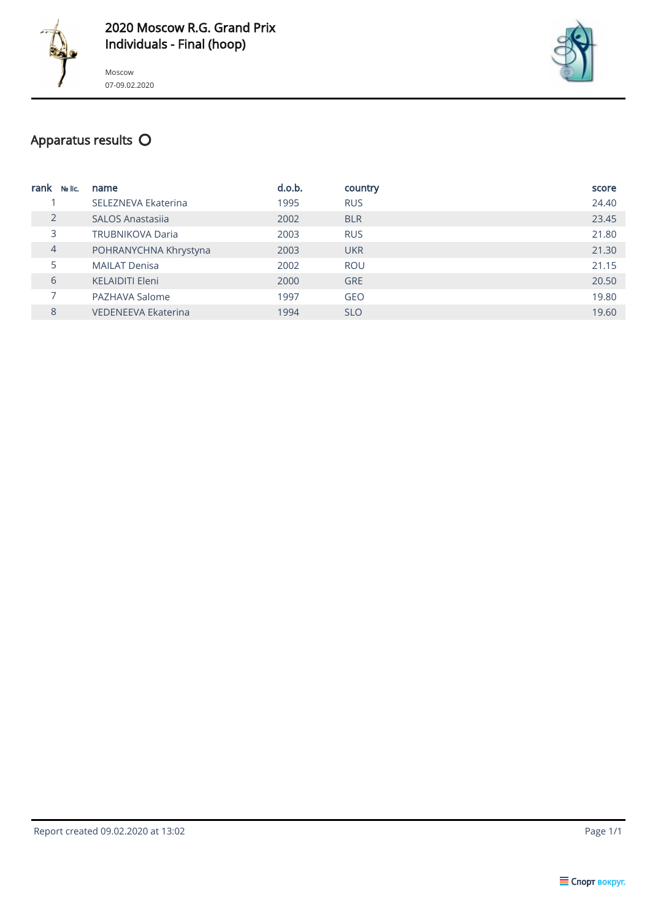# 2020 Moscow R.G. Grand Prix
## Individuals - Final (hoop)

Moscow
07-09.02.2020

## Apparatus results

| rank | № lic. | name | d.o.b. | country | score |
|---|---|---|---|---|---|
| 1 | | SELEZNEVA Ekaterina | 1995 | RUS | 24.40 |
| 2 | | SALOS Anastasiia | 2002 | BLR | 23.45 |
| 3 | | TRUBNIKOVA Daria | 2003 | RUS | 21.80 |
| 4 | | POHRANYCHNA Khrystyna | 2003 | UKR | 21.30 |
| 5 | | MAILAT Denisa | 2002 | ROU | 21.15 |
| 6 | | KELAIDITI Eleni | 2000 | GRE | 20.50 |
| 7 | | PAZHAVA Salome | 1997 | GEO | 19.80 |
| 8 | | VEDENEEVA Ekaterina | 1994 | SLO | 19.60 |

Report created 09.02.2020 at 13:02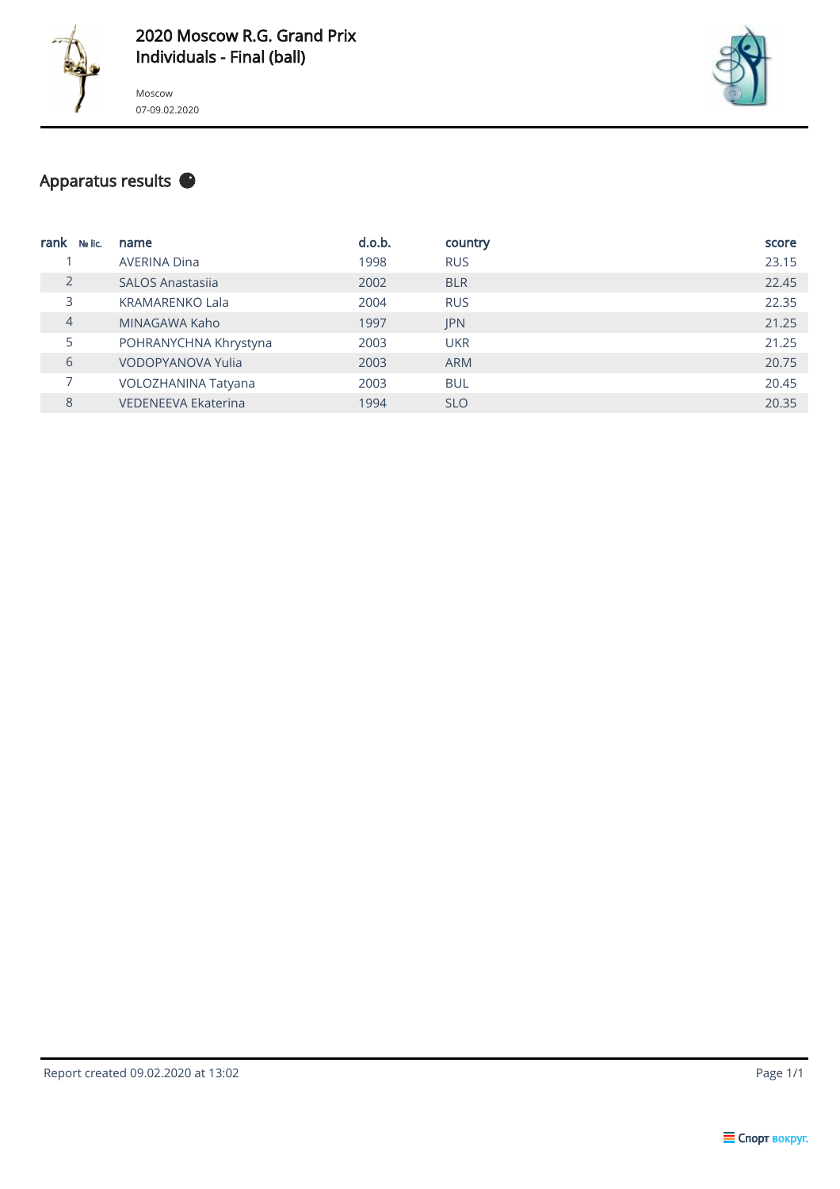# 2020 Moscow R.G. Grand Prix
## Individuals - Final (ball)

Moscow

07-09.02.2020

## Apparatus results

| rank | № lic. | name | d.o.b. | country | score |
|---|---|---|---|---|---|
| 1 | | AVERINA Dina | 1998 | RUS | 23.15 |
| 2 | | SALOS Anastasiia | 2002 | BLR | 22.45 |
| 3 | | KRAMARENKO Lala | 2004 | RUS | 22.35 |
| 4 | | MINAGAWA Kaho | 1997 | JPN | 21.25 |
| 5 | | POHRANYCHNA Khrystyna | 2003 | UKR | 21.25 |
| 6 | | VODOPYANOVA Yulia | 2003 | ARM | 20.75 |
| 7 | | VOLOZHANINA Tatyana | 2003 | BUL | 20.45 |
| 8 | | VEDENEEVA Ekaterina | 1994 | SLO | 20.35 |

Report created 09.02.2020 at 13:02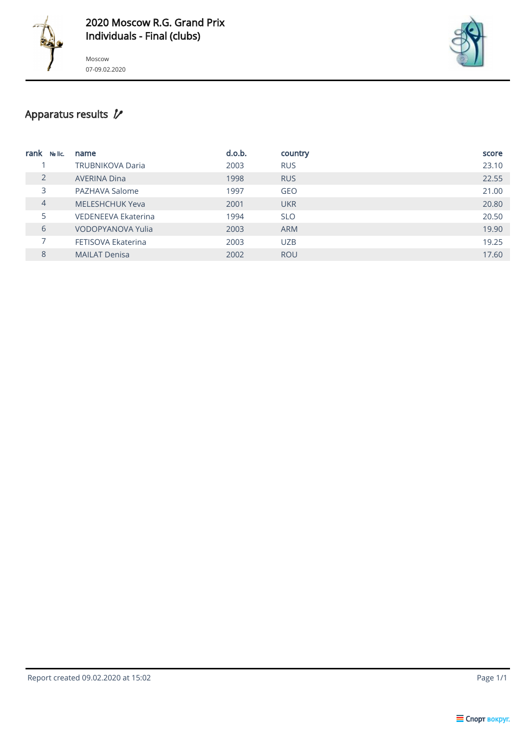# 2020 Moscow R.G. Grand Prix
## Individuals - Final (clubs)

Moscow
07-09.02.2020

## Apparatus results

| rank | № lic. | name | d.o.b. | country | score |
|---|---|---|---|---|---|
| 1 | | TRUBNIKOVA Daria | 2003 | RUS | 23.10 |
| 2 | | AVERINA Dina | 1998 | RUS | 22.55 |
| 3 | | PAZHAVA Salome | 1997 | GEO | 21.00 |
| 4 | | MELESHCHUK Yeva | 2001 | UKR | 20.80 |
| 5 | | VEDENEEVA Ekaterina | 1994 | SLO | 20.50 |
| 6 | | VODOPYANOVA Yulia | 2003 | ARM | 19.90 |
| 7 | | FETISOVA Ekaterina | 2003 | UZB | 19.25 |
| 8 | | MAILAT Denisa | 2002 | ROU | 17.60 |

Report created 09.02.2020 at 15:02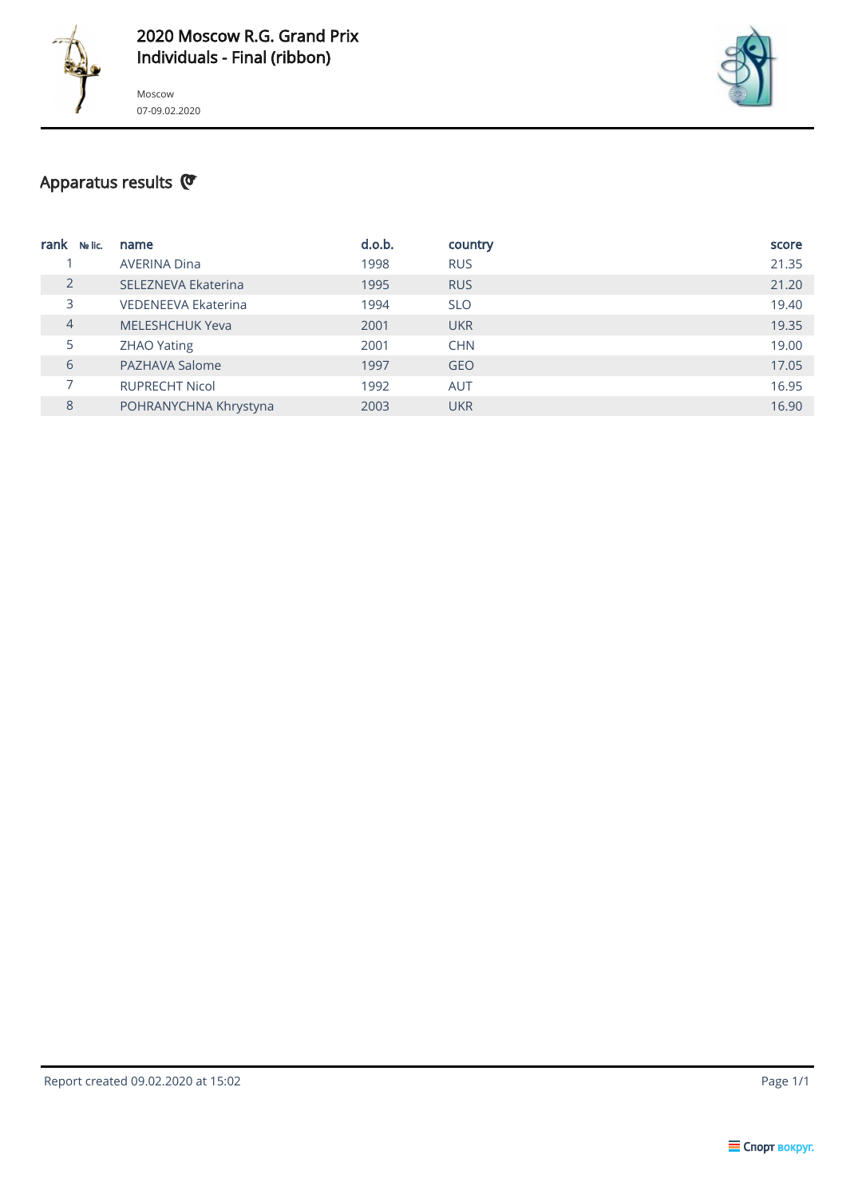# 2020 Moscow R.G. Grand Prix
## Individuals - Final (ribbon)

Moscow
07-09.02.2020

## Apparatus results

| rank | № lic. | name | d.o.b. | country | score |
|---|---|---|---|---|---|
| 1 | | AVERINA Dina | 1998 | RUS | 21.35 |
| 2 | | SELEZNEVA Ekaterina | 1995 | RUS | 21.20 |
| 3 | | VEDENEEVA Ekaterina | 1994 | SLO | 19.40 |
| 4 | | MELESHCHUK Yeva | 2001 | UKR | 19.35 |
| 5 | | ZHAO Yating | 2001 | CHN | 19.00 |
| 6 | | PAZHAVA Salome | 1997 | GEO | 17.05 |
| 7 | | RUPRECHT Nicol | 1992 | AUT | 16.95 |
| 8 | | POHRANYCHNA Khrystyna | 2003 | UKR | 16.90 |

Report created 09.02.2020 at 15:02

Спорт вокруг.